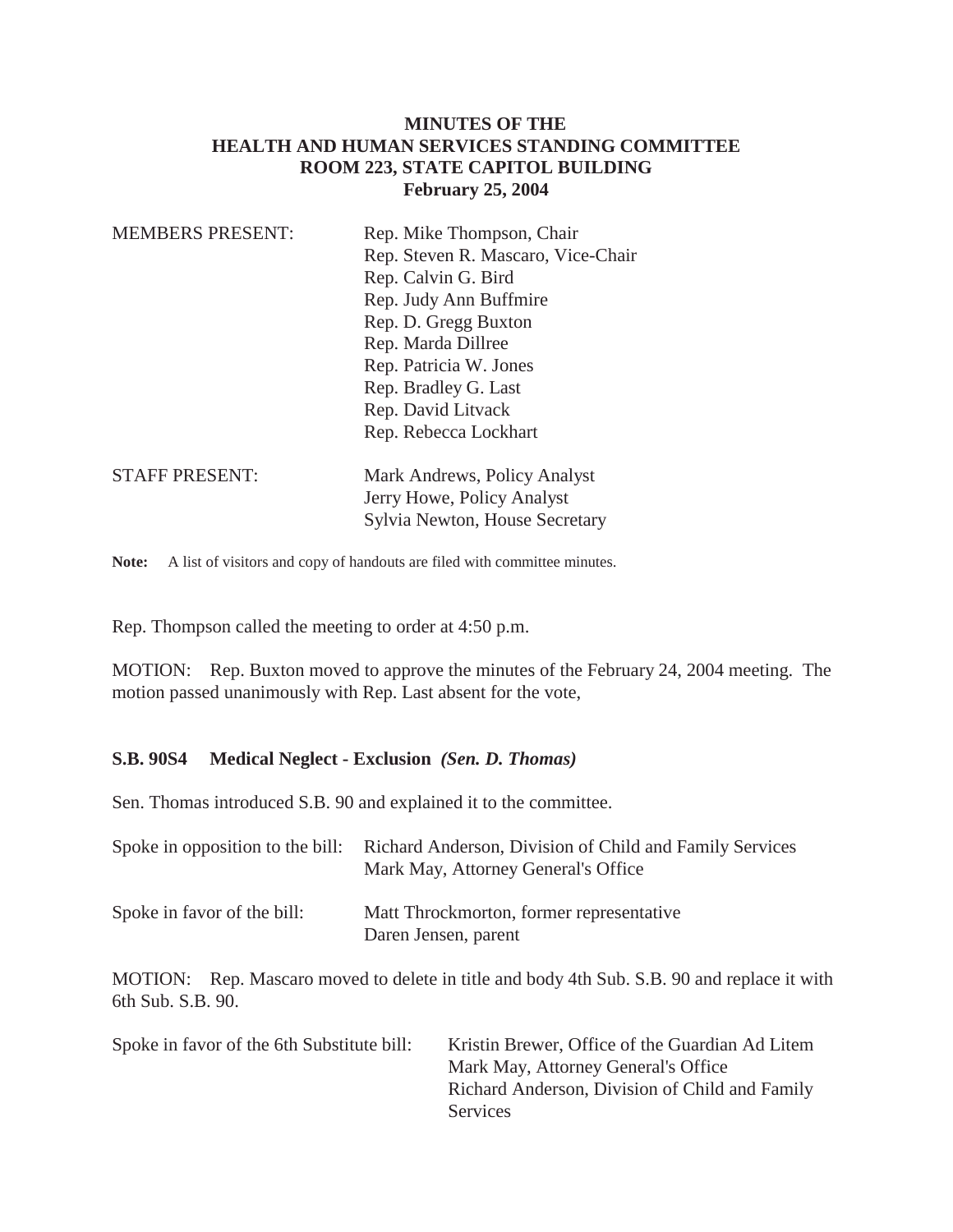**MINUTES OF THE**
**HEALTH AND HUMAN SERVICES STANDING COMMITTEE**
**ROOM 223, STATE CAPITOL BUILDING**
**February 25, 2004**

| | |
|---|---|
| MEMBERS PRESENT: | Rep. Mike Thompson, Chair<br>Rep. Steven R. Mascaro, Vice-Chair<br>Rep. Calvin G. Bird<br>Rep. Judy Ann Buffmire<br>Rep. D. Gregg Buxton<br>Rep. Marda Dillree<br>Rep. Patricia W. Jones<br>Rep. Bradley G. Last<br>Rep. David Litvack<br>Rep. Rebecca Lockhart |
| STAFF PRESENT: | Mark Andrews, Policy Analyst<br>Jerry Howe, Policy Analyst<br>Sylvia Newton, House Secretary |

**Note:** A list of visitors and copy of handouts are filed with committee minutes.

Rep. Thompson called the meeting to order at 4:50 p.m.

MOTION: Rep. Buxton moved to approve the minutes of the February 24, 2004 meeting. The motion passed unanimously with Rep. Last absent for the vote,

**S.B. 90S4 Medical Neglect - Exclusion** ***(Sen. D. Thomas)***

Sen. Thomas introduced S.B. 90 and explained it to the committee.

| | |
|---|---|
| Spoke in opposition to the bill: | Richard Anderson, Division of Child and Family Services<br>Mark May, Attorney General's Office |
| Spoke in favor of the bill: | Matt Throckmorton, former representative<br>Daren Jensen, parent |

MOTION: Rep. Mascaro moved to delete in title and body 4th Sub. S.B. 90 and replace it with 6th Sub. S.B. 90.

| | |
|---|---|
| Spoke in favor of the 6th Substitute bill: | Kristin Brewer, Office of the Guardian Ad Litem<br>Mark May, Attorney General's Office<br>Richard Anderson, Division of Child and Family Services |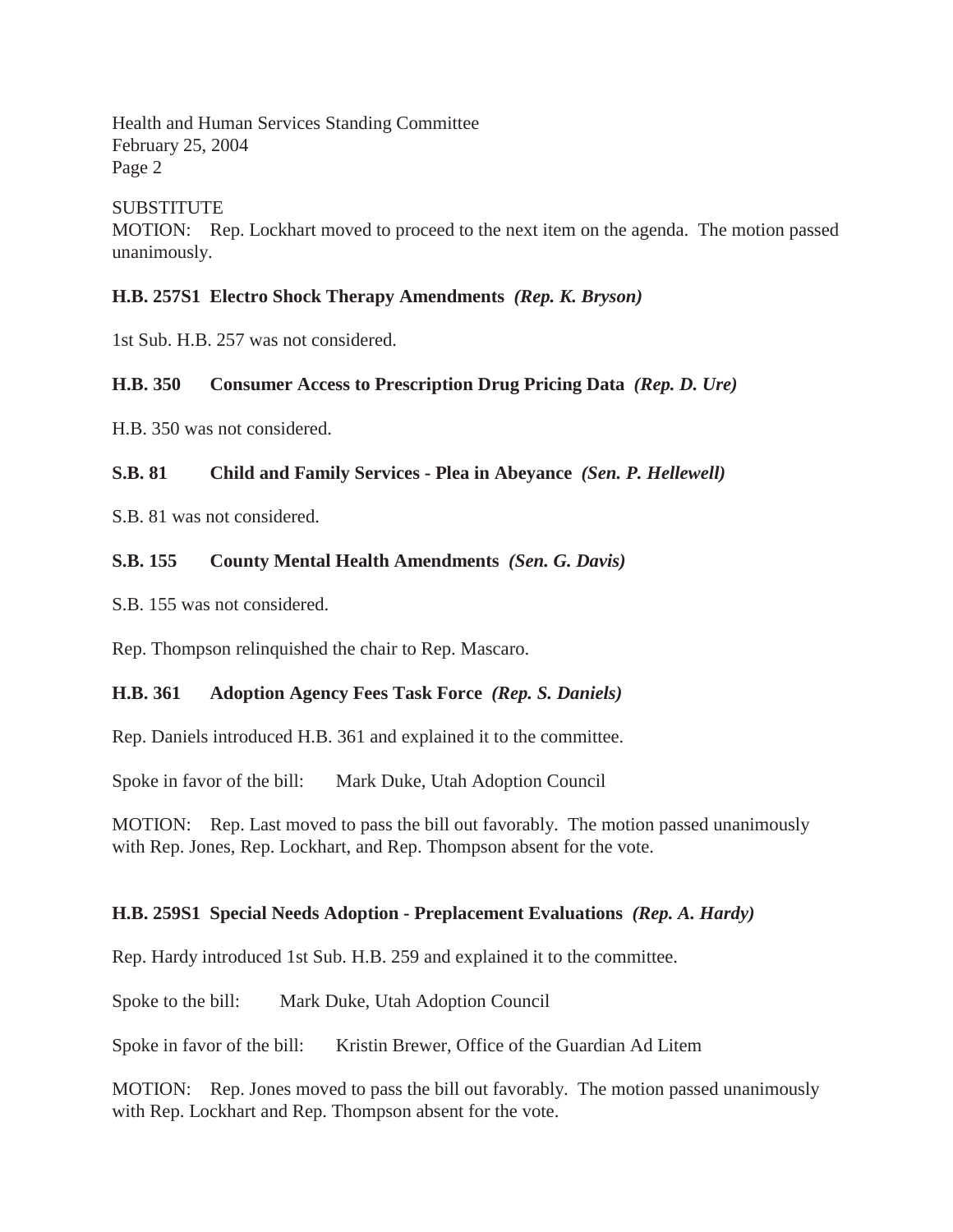SUBSTITUTE
MOTION: Rep. Lockhart moved to proceed to the next item on the agenda. The motion passed unanimously.

**H.B. 257S1 Electro Shock Therapy Amendments** ***(Rep. K. Bryson)***

1st Sub. H.B. 257 was not considered.

**H.B. 350 Consumer Access to Prescription Drug Pricing Data** ***(Rep. D. Ure)***

H.B. 350 was not considered.

**S.B. 81 Child and Family Services - Plea in Abeyance** ***(Sen. P. Hellewell)***

S.B. 81 was not considered.

**S.B. 155 County Mental Health Amendments** ***(Sen. G. Davis)***

S.B. 155 was not considered.

Rep. Thompson relinquished the chair to Rep. Mascaro.

**H.B. 361 Adoption Agency Fees Task Force** ***(Rep. S. Daniels)***

Rep. Daniels introduced H.B. 361 and explained it to the committee.

Spoke in favor of the bill: Mark Duke, Utah Adoption Council

MOTION: Rep. Last moved to pass the bill out favorably. The motion passed unanimously with Rep. Jones, Rep. Lockhart, and Rep. Thompson absent for the vote.

**H.B. 259S1 Special Needs Adoption - Preplacement Evaluations** ***(Rep. A. Hardy)***

Rep. Hardy introduced 1st Sub. H.B. 259 and explained it to the committee.

Spoke to the bill: Mark Duke, Utah Adoption Council

Spoke in favor of the bill: Kristin Brewer, Office of the Guardian Ad Litem

MOTION: Rep. Jones moved to pass the bill out favorably. The motion passed unanimously with Rep. Lockhart and Rep. Thompson absent for the vote.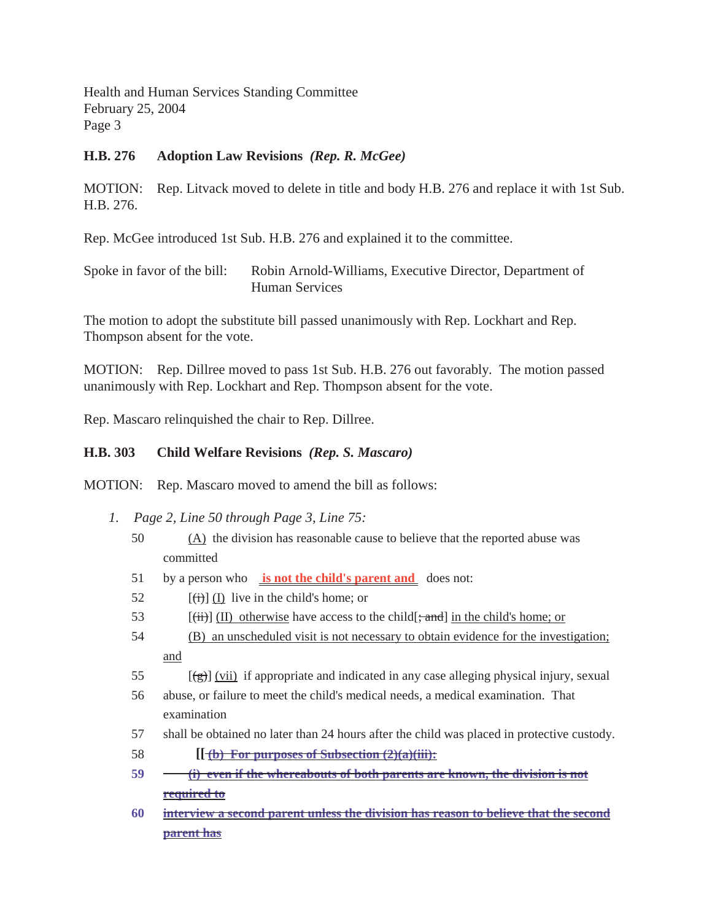**H.B. 276 Adoption Law Revisions** ***(Rep. R. McGee)***

MOTION: Rep. Litvack moved to delete in title and body H.B. 276 and replace it with 1st Sub. H.B. 276.

Rep. McGee introduced 1st Sub. H.B. 276 and explained it to the committee.

Spoke in favor of the bill: Robin Arnold-Williams, Executive Director, Department of Human Services

The motion to adopt the substitute bill passed unanimously with Rep. Lockhart and Rep. Thompson absent for the vote.

MOTION: Rep. Dillree moved to pass 1st Sub. H.B. 276 out favorably. The motion passed unanimously with Rep. Lockhart and Rep. Thompson absent for the vote.

Rep. Mascaro relinquished the chair to Rep. Dillree.

**H.B. 303 Child Welfare Revisions** ***(Rep. S. Mascaro)***

MOTION: Rep. Mascaro moved to amend the bill as follows:

1. *Page 2, Line 50 through Page 3, Line 75:*

50 <u>(A)</u> the division has reasonable cause to believe that the reported abuse was committed

51 by a person who <u>**is not the child's parent and**</u> does not:

52 [~~(i)~~] <u>(I)</u> live in the child's home; or

53 [~~(ii)~~] <u>(II) otherwise</u> have access to the child[~~; and~~] <u>in the child's home; or</u>

54 <u>(B) an unscheduled visit is not necessary to obtain evidence for the investigation; and</u>

55 [~~(g)~~] <u>(vii)</u> if appropriate and indicated in any case alleging physical injury, sexual

56 abuse, or failure to meet the child's medical needs, a medical examination. That examination

57 shall be obtained no later than 24 hours after the child was placed in protective custody.

58 **[[** ~~**(b) For purposes of Subsection (2)(a)(iii):**~~

**59** ~~**(i) even if the whereabouts of both parents are known, the division is not required to**~~

**60** ~~**interview a second parent unless the division has reason to believe that the second parent has**~~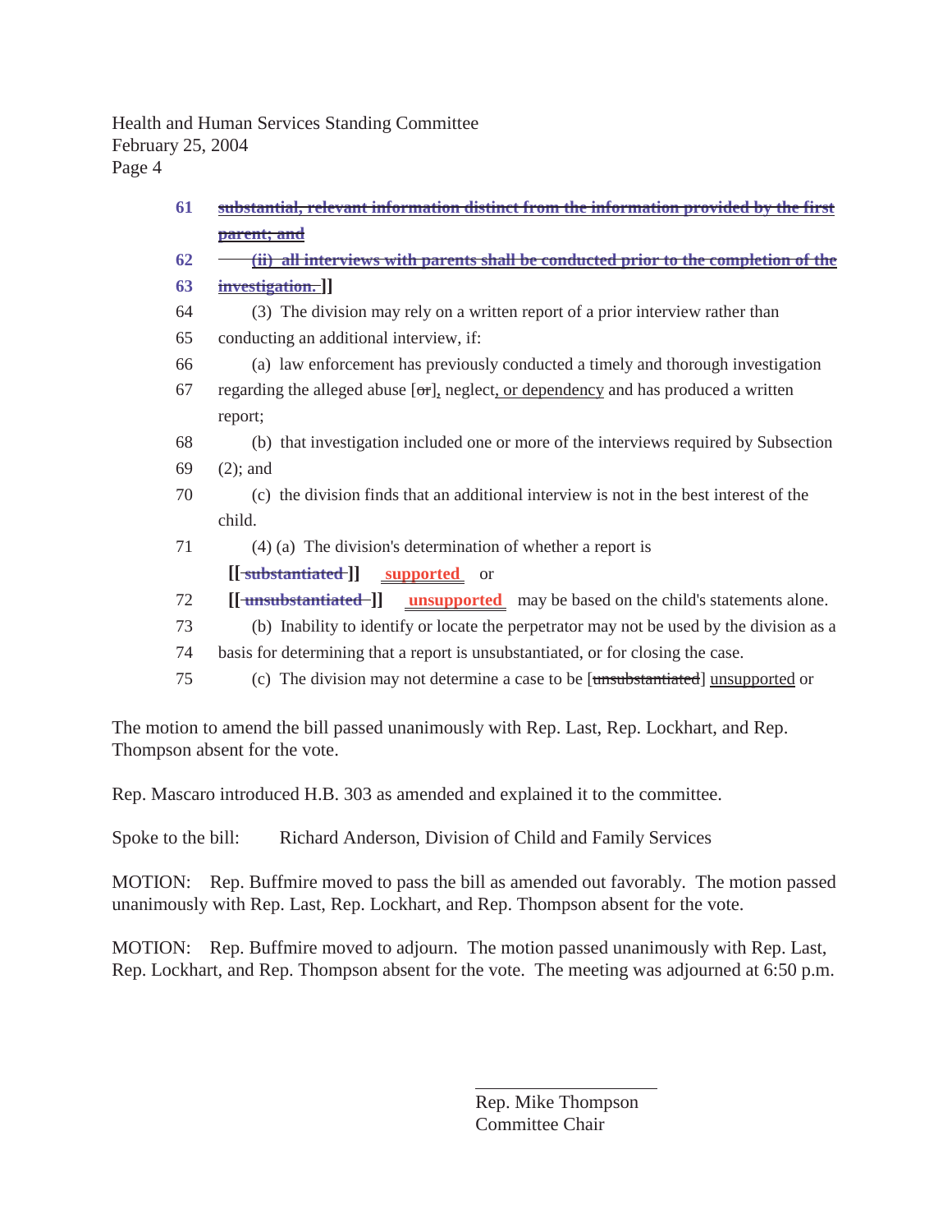61 ~~substantial, relevant information distinct from the information provided by the first parent; and~~

62 ~~(ii) all interviews with parents shall be conducted prior to the completion of the~~

63 ~~investigation.~~ ]]

64 (3) The division may rely on a written report of a prior interview rather than

65 conducting an additional interview, if:

66 (a) law enforcement has previously conducted a timely and thorough investigation

67 regarding the alleged abuse [~~or~~], neglect, or dependency and has produced a written report;

68 (b) that investigation included one or more of the interviews required by Subsection

69 (2); and

70 (c) the division finds that an additional interview is not in the best interest of the child.

71 (4) (a) The division's determination of whether a report is [[ ~~substantiated~~ ]] **supported** or

72 [[ ~~unsubstantiated~~ ]] **unsupported** may be based on the child's statements alone.

73 (b) Inability to identify or locate the perpetrator may not be used by the division as a

74 basis for determining that a report is unsubstantiated, or for closing the case.

75 (c) The division may not determine a case to be [~~unsubstantiated~~] unsupported or

The motion to amend the bill passed unanimously with Rep. Last, Rep. Lockhart, and Rep. Thompson absent for the vote.

Rep. Mascaro introduced H.B. 303 as amended and explained it to the committee.

Spoke to the bill: Richard Anderson, Division of Child and Family Services

MOTION: Rep. Buffmire moved to pass the bill as amended out favorably. The motion passed unanimously with Rep. Last, Rep. Lockhart, and Rep. Thompson absent for the vote.

MOTION: Rep. Buffmire moved to adjourn. The motion passed unanimously with Rep. Last, Rep. Lockhart, and Rep. Thompson absent for the vote. The meeting was adjourned at 6:50 p.m.

Rep. Mike Thompson
Committee Chair